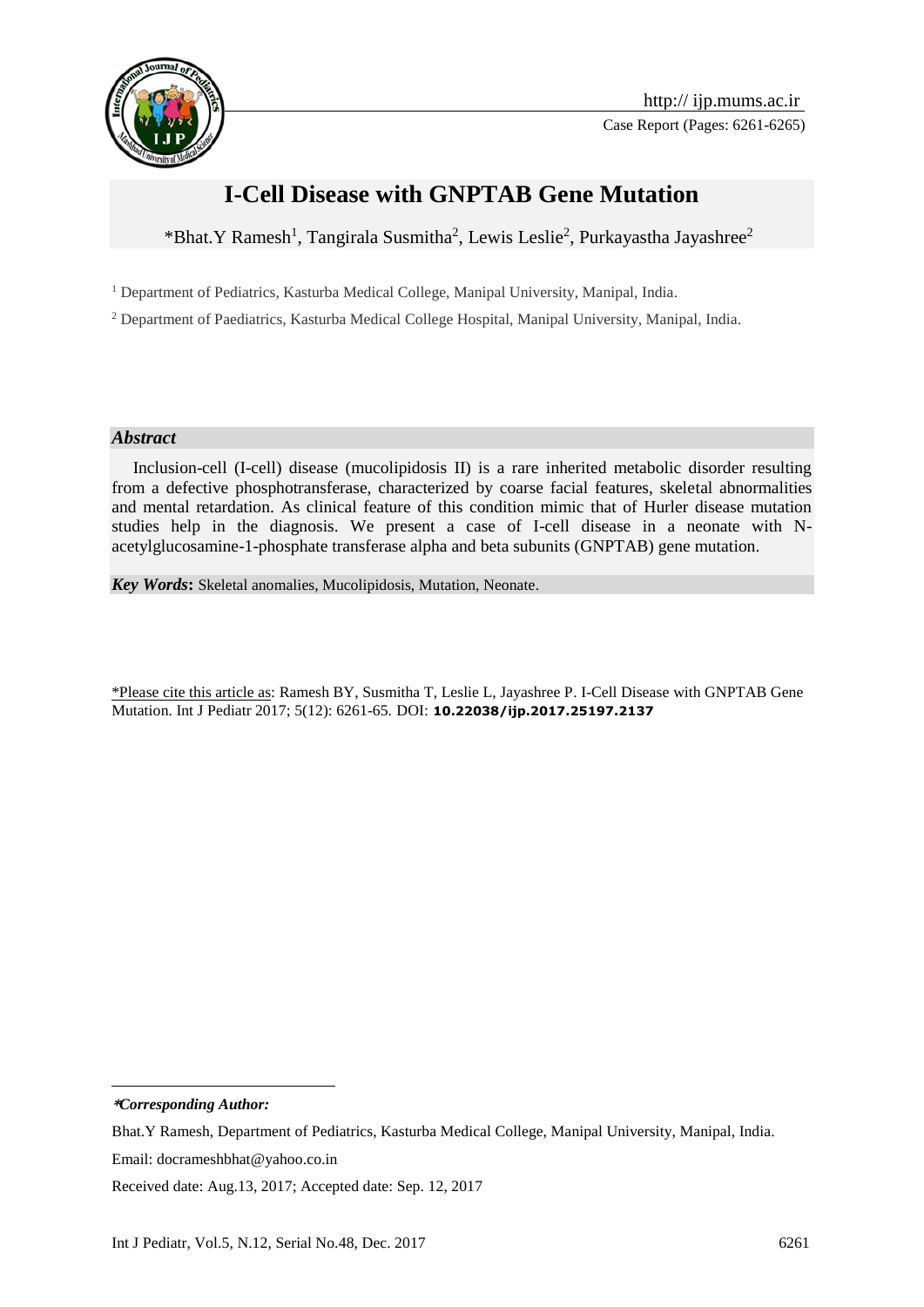# I-Cell Disease with GNPTAB Gene Mutation

*Bhat.Y Ramesh[1], Tangirala Susmitha[2], Lewis Leslie[2], Purkayastha Jayashree[2]

[1] Department of Pediatrics, Kasturba Medical College, Manipal University, Manipal, India.

[2] Department of Paediatrics, Kasturba Medical College Hospital, Manipal University, Manipal, India.

### *Abstract*

Inclusion-cell (I-cell) disease (mucolipidosis II) is a rare inherited metabolic disorder resulting from a defective phosphotransferase, characterized by coarse facial features, skeletal abnormalities and mental retardation. As clinical feature of this condition mimic that of Hurler disease mutation studies help in the diagnosis. We present a case of I-cell disease in a neonate with N-acetylglucosamine-1-phosphate transferase alpha and beta subunits (GNPTAB) gene mutation.

***Key Words*:** Skeletal anomalies, Mucolipidosis, Mutation, Neonate.

*Please cite this article as: Ramesh BY, Susmitha T, Leslie L, Jayashree P. I-Cell Disease with GNPTAB Gene Mutation. Int J Pediatr 2017; 5(12): 6261-65. DOI: **10.22038/ijp.2017.25197.2137**

---

***Corresponding Author:***

Bhat.Y Ramesh, Department of Pediatrics, Kasturba Medical College, Manipal University, Manipal, India.

Email: docrameshbhat@yahoo.co.in

Received date: Aug.13, 2017; Accepted date: Sep. 12, 2017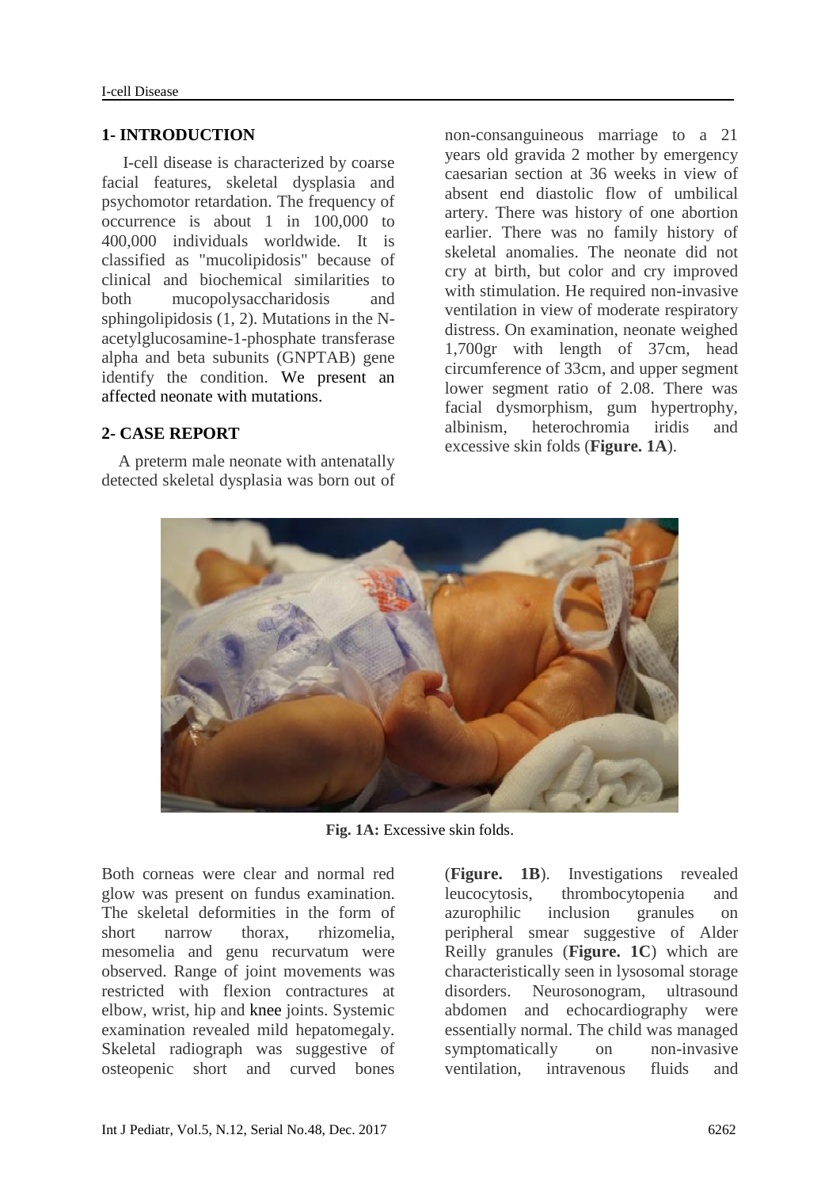## 1- INTRODUCTION

I-cell disease is characterized by coarse facial features, skeletal dysplasia and psychomotor retardation. The frequency of occurrence is about 1 in 100,000 to 400,000 individuals worldwide. It is classified as "mucolipidosis" because of clinical and biochemical similarities to both mucopolysaccharidosis and sphingolipidosis (1, 2). Mutations in the N-acetylglucosamine-1-phosphate transferase alpha and beta subunits (GNPTAB) gene identify the condition. We present an affected neonate with mutations.

## 2- CASE REPORT

A preterm male neonate with antenatally detected skeletal dysplasia was born out of non-consanguineous marriage to a 21 years old gravida 2 mother by emergency caesarian section at 36 weeks in view of absent end diastolic flow of umbilical artery. There was history of one abortion earlier. There was no family history of skeletal anomalies. The neonate did not cry at birth, but color and cry improved with stimulation. He required non-invasive ventilation in view of moderate respiratory distress. On examination, neonate weighed 1,700gr with length of 37cm, head circumference of 33cm, and upper segment lower segment ratio of 2.08. There was facial dysmorphism, gum hypertrophy, albinism, heterochromia iridis and excessive skin folds (**Figure. 1A**).

**Fig. 1A:** Excessive skin folds.

Both corneas were clear and normal red glow was present on fundus examination. The skeletal deformities in the form of short narrow thorax, rhizomelia, mesomelia and genu recurvatum were observed. Range of joint movements was restricted with flexion contractures at elbow, wrist, hip and knee joints. Systemic examination revealed mild hepatomegaly. Skeletal radiograph was suggestive of osteopenic short and curved bones (**Figure. 1B**). Investigations revealed leucocytosis, thrombocytopenia and azurophilic inclusion granules on peripheral smear suggestive of Alder Reilly granules (**Figure. 1C**) which are characteristically seen in lysosomal storage disorders. Neurosonogram, ultrasound abdomen and echocardiography were essentially normal. The child was managed symptomatically on non-invasive ventilation, intravenous fluids and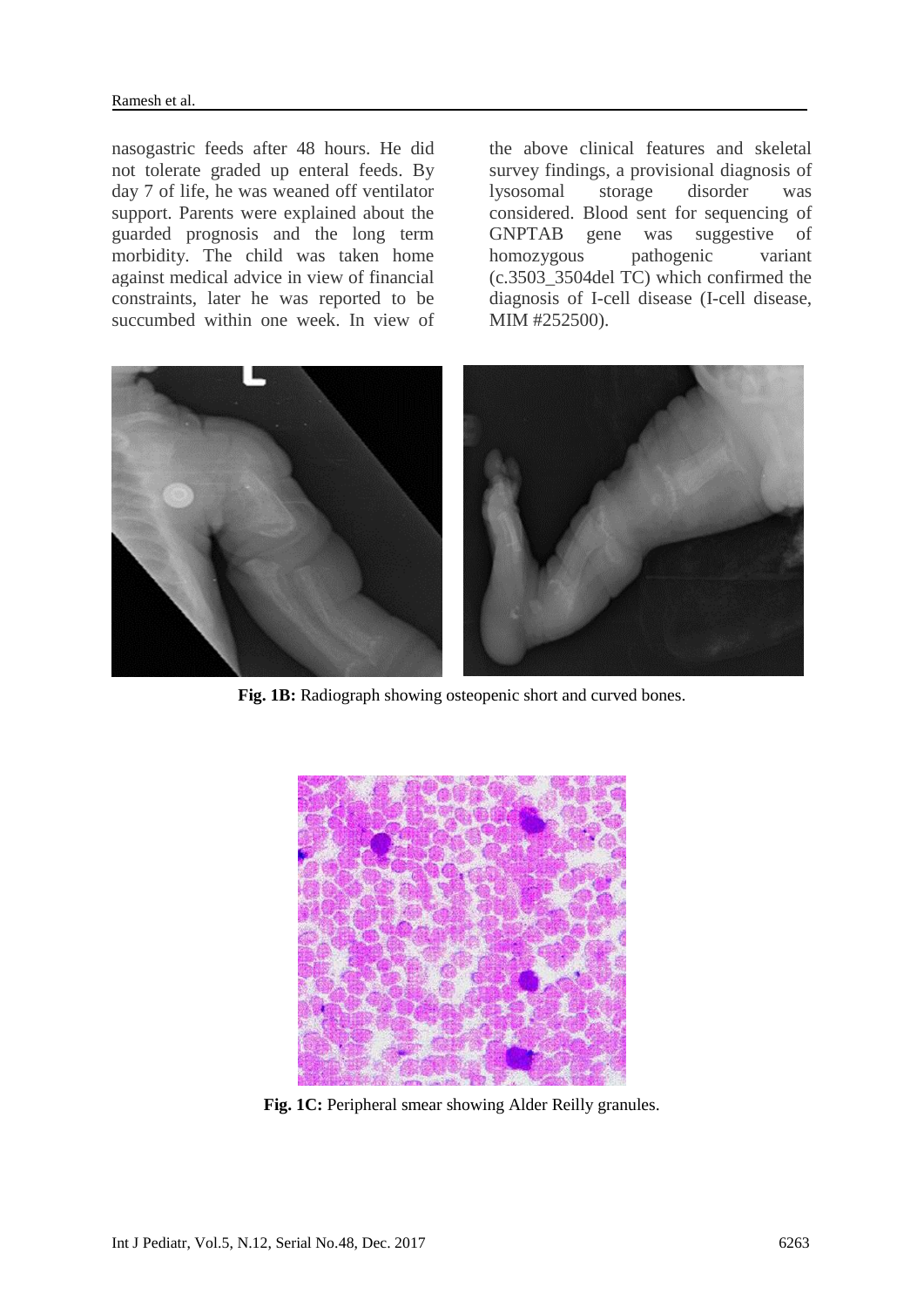nasogastric feeds after 48 hours. He did not tolerate graded up enteral feeds. By day 7 of life, he was weaned off ventilator support. Parents were explained about the guarded prognosis and the long term morbidity. The child was taken home against medical advice in view of financial constraints, later he was reported to be succumbed within one week. In view of the above clinical features and skeletal survey findings, a provisional diagnosis of lysosomal storage disorder was considered. Blood sent for sequencing of GNPTAB gene was suggestive of homozygous pathogenic variant (c.3503_3504del TC) which confirmed the diagnosis of I-cell disease (I-cell disease, MIM #252500).

**Fig. 1B:** Radiograph showing osteopenic short and curved bones.

**Fig. 1C:** Peripheral smear showing Alder Reilly granules.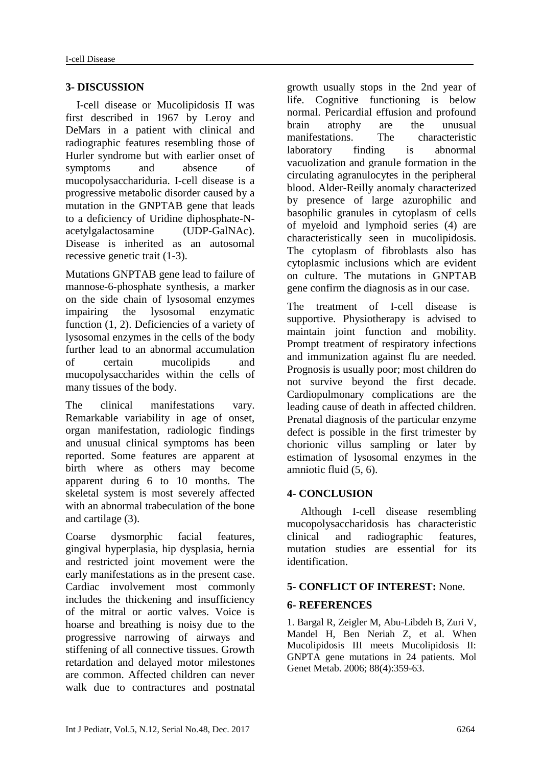## 3- DISCUSSION

I-cell disease or Mucolipidosis II was first described in 1967 by Leroy and DeMars in a patient with clinical and radiographic features resembling those of Hurler syndrome but with earlier onset of symptoms and absence of mucopolysacchariduria. I-cell disease is a progressive metabolic disorder caused by a mutation in the GNPTAB gene that leads to a deficiency of Uridine diphosphate-N-acetylgalactosamine (UDP-GalNAc). Disease is inherited as an autosomal recessive genetic trait (1-3).

Mutations GNPTAB gene lead to failure of mannose-6-phosphate synthesis, a marker on the side chain of lysosomal enzymes impairing the lysosomal enzymatic function (1, 2). Deficiencies of a variety of lysosomal enzymes in the cells of the body further lead to an abnormal accumulation of certain mucolipids and mucopolysaccharides within the cells of many tissues of the body.

The clinical manifestations vary. Remarkable variability in age of onset, organ manifestation, radiologic findings and unusual clinical symptoms has been reported. Some features are apparent at birth where as others may become apparent during 6 to 10 months. The skeletal system is most severely affected with an abnormal trabeculation of the bone and cartilage (3).

Coarse dysmorphic facial features, gingival hyperplasia, hip dysplasia, hernia and restricted joint movement were the early manifestations as in the present case. Cardiac involvement most commonly includes the thickening and insufficiency of the mitral or aortic valves. Voice is hoarse and breathing is noisy due to the progressive narrowing of airways and stiffening of all connective tissues. Growth retardation and delayed motor milestones are common. Affected children can never walk due to contractures and postnatal growth usually stops in the 2nd year of life. Cognitive functioning is below normal. Pericardial effusion and profound brain atrophy are the unusual manifestations. The characteristic laboratory finding is abnormal vacuolization and granule formation in the circulating agranulocytes in the peripheral blood. Alder-Reilly anomaly characterized by presence of large azurophilic and basophilic granules in cytoplasm of cells of myeloid and lymphoid series (4) are characteristically seen in mucolipidosis. The cytoplasm of fibroblasts also has cytoplasmic inclusions which are evident on culture. The mutations in GNPTAB gene confirm the diagnosis as in our case.

The treatment of I-cell disease is supportive. Physiotherapy is advised to maintain joint function and mobility. Prompt treatment of respiratory infections and immunization against flu are needed. Prognosis is usually poor; most children do not survive beyond the first decade. Cardiopulmonary complications are the leading cause of death in affected children. Prenatal diagnosis of the particular enzyme defect is possible in the first trimester by chorionic villus sampling or later by estimation of lysosomal enzymes in the amniotic fluid (5, 6).

## 4- CONCLUSION

Although I-cell disease resembling mucopolysaccharidosis has characteristic clinical and radiographic features, mutation studies are essential for its identification.

## 5- CONFLICT OF INTEREST: None.

## 6- REFERENCES

1. Bargal R, Zeigler M, Abu-Libdeh B, Zuri V, Mandel H, Ben Neriah Z, et al. When Mucolipidosis III meets Mucolipidosis II: GNPTA gene mutations in 24 patients. Mol Genet Metab. 2006; 88(4):359-63.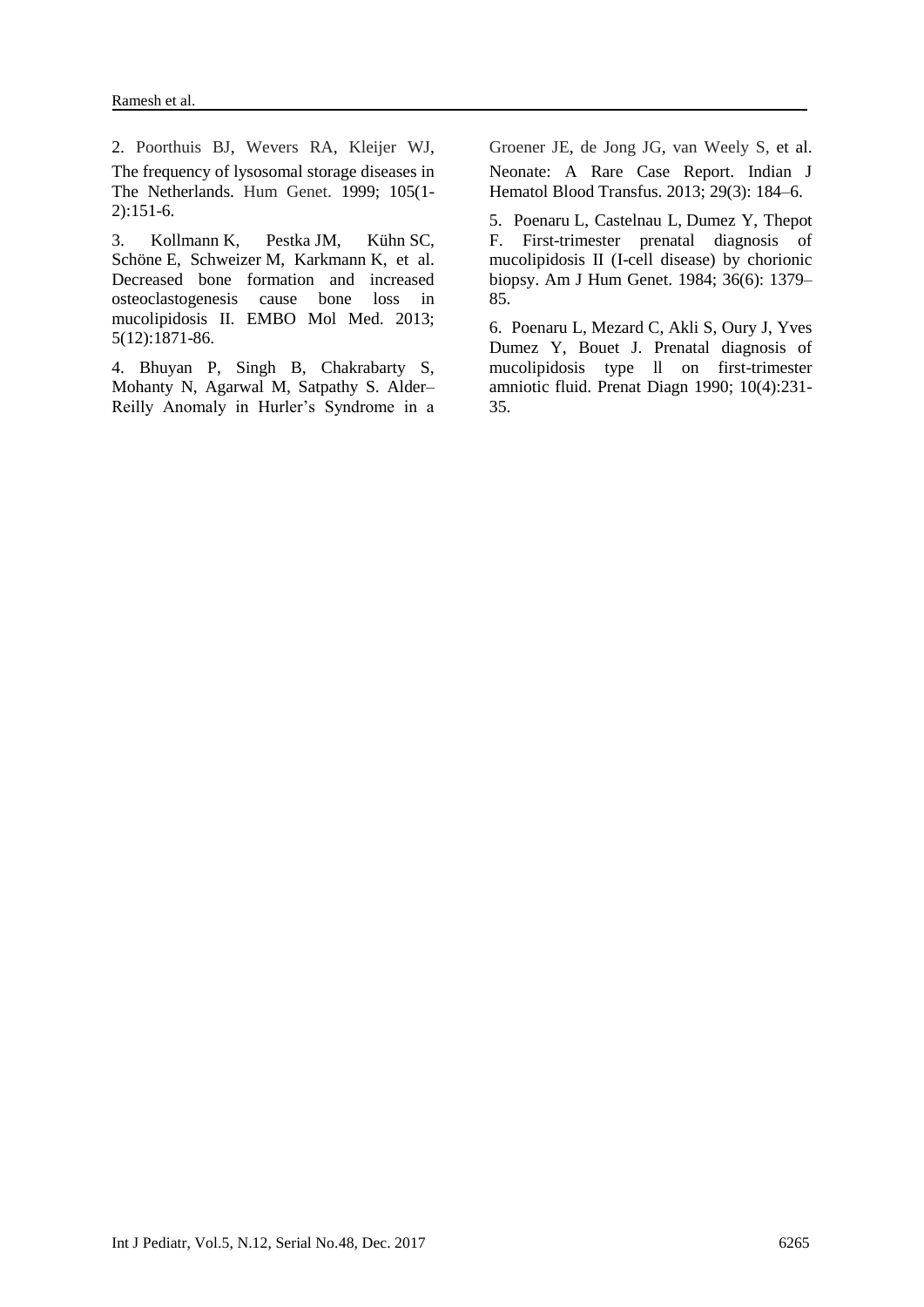2. Poorthuis BJ, Wevers RA, Kleijer WJ, Groener JE, de Jong JG, van Weely S, et al. The frequency of lysosomal storage diseases in The Netherlands. Hum Genet. 1999; 105(1-2):151-6.

3. Kollmann K, Pestka JM, Kühn SC, Schöne E, Schweizer M, Karkmann K, et al. Decreased bone formation and increased osteoclastogenesis cause bone loss in mucolipidosis II. EMBO Mol Med. 2013; 5(12):1871-86.

4. Bhuyan P, Singh B, Chakrabarty S, Mohanty N, Agarwal M, Satpathy S. Alder–Reilly Anomaly in Hurler's Syndrome in a Neonate: A Rare Case Report. Indian J Hematol Blood Transfus. 2013; 29(3): 184–6.

5. Poenaru L, Castelnau L, Dumez Y, Thepot F. First-trimester prenatal diagnosis of mucolipidosis II (I-cell disease) by chorionic biopsy. Am J Hum Genet. 1984; 36(6): 1379–85.

6. Poenaru L, Mezard C, Akli S, Oury J, Yves Dumez Y, Bouet J. Prenatal diagnosis of mucolipidosis type ll on first-trimester amniotic fluid. Prenat Diagn 1990; 10(4):231-35.